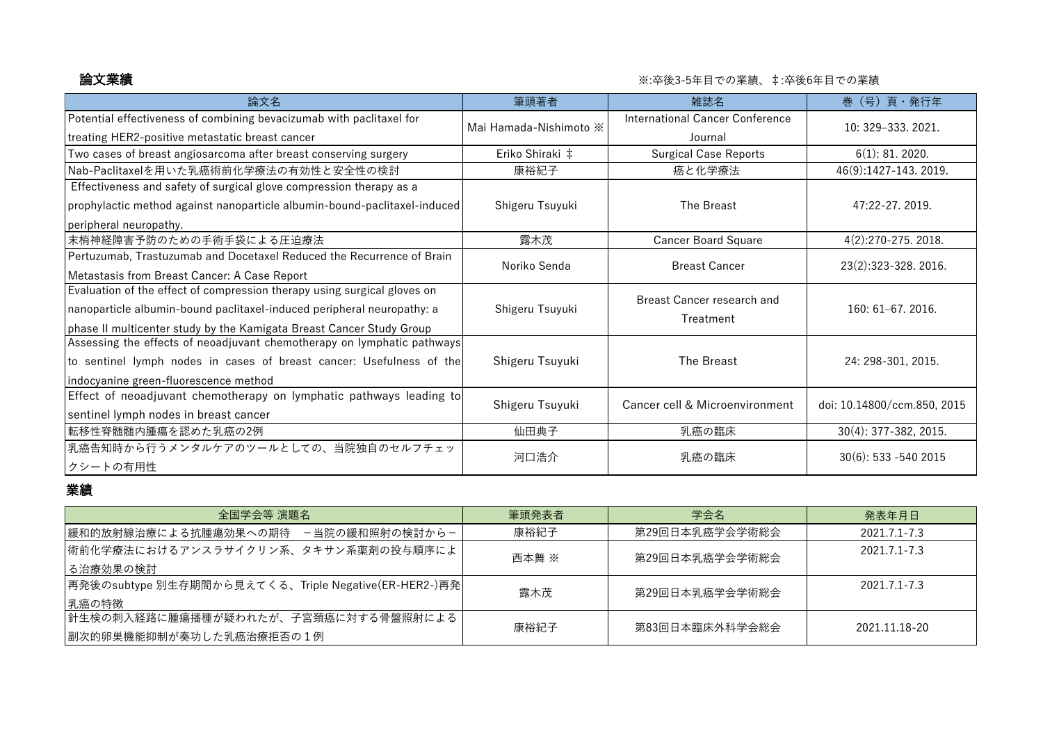## 論文業績

※:卒後3-5年目での業績、‡:卒後6年目での業績

| 論文名 | 筆頭著者 | 雑誌名 | 巻（号）頁・発行年 |
|---|---|---|---|
| Potential effectiveness of combining bevacizumab with paclitaxel for treating HER2-positive metastatic breast cancer | Mai Hamada-Nishimoto ※ | International Cancer Conference Journal | 10: 329–333. 2021. |
| Two cases of breast angiosarcoma after breast conserving surgery | Eriko Shiraki ‡ | Surgical Case Reports | 6(1): 81. 2020. |
| Nab-Paclitaxelを用いた乳癌術前化学療法の有効性と安全性の検討 | 康裕紀子 | 癌と化学療法 | 46(9):1427-143. 2019. |
| Effectiveness and safety of surgical glove compression therapy as a prophylactic method against nanoparticle albumin-bound-paclitaxel-induced peripheral neuropathy. | Shigeru Tsuyuki | The Breast | 47:22-27. 2019. |
| 末梢神経障害予防のための手術手袋による圧迫療法 | 露木茂 | Cancer Board Square | 4(2):270-275. 2018. |
| Pertuzumab, Trastuzumab and Docetaxel Reduced the Recurrence of Brain Metastasis from Breast Cancer: A Case Report | Noriko Senda | Breast Cancer | 23(2):323-328. 2016. |
| Evaluation of the effect of compression therapy using surgical gloves on nanoparticle albumin-bound paclitaxel-induced peripheral neuropathy: a phase II multicenter study by the Kamigata Breast Cancer Study Group | Shigeru Tsuyuki | Breast Cancer research and Treatment | 160: 61–67. 2016. |
| Assessing the effects of neoadjuvant chemotherapy on lymphatic pathways to sentinel lymph nodes in cases of breast cancer: Usefulness of the indocyanine green-fluorescence method | Shigeru Tsuyuki | The Breast | 24: 298-301, 2015. |
| Effect of neoadjuvant chemotherapy on lymphatic pathways leading to sentinel lymph nodes in breast cancer | Shigeru Tsuyuki | Cancer cell & Microenvironment | doi: 10.14800/ccm.850, 2015 |
| 転移性脊髄髄内腫瘍を認めた乳癌の2例 | 仙田典子 | 乳癌の臨床 | 30(4): 377-382, 2015. |
| 乳癌告知時から行うメンタルケアのツールとしての、当院独自のセルフチェックシートの有用性 | 河口浩介 | 乳癌の臨床 | 30(6): 533 -540 2015 |

## 業績

| 全国学会等 演題名 | 筆頭発表者 | 学会名 | 発表年月日 |
|---|---|---|---|
| 緩和的放射線治療による抗腫瘍効果への期待　－当院の緩和照射の検討から－ | 康裕紀子 | 第29回日本乳癌学会学術総会 | 2021.7.1-7.3 |
| 術前化学療法におけるアンスラサイクリン系、タキサン系薬剤の投与順序による治療効果の検討 | 西本舞 ※ | 第29回日本乳癌学会学術総会 | 2021.7.1-7.3 |
| 再発後のsubtype 別生存期間から見えてくる、Triple Negative(ER-HER2-)再発乳癌の特徴 | 露木茂 | 第29回日本乳癌学会学術総会 | 2021.7.1-7.3 |
| 針生検の刺入経路に腫瘍播種が疑われたが、子宮頸癌に対する骨盤照射による副次的卵巣機能抑制が奏功した乳癌治療拒否の１例 | 康裕紀子 | 第83回日本臨床外科学会総会 | 2021.11.18-20 |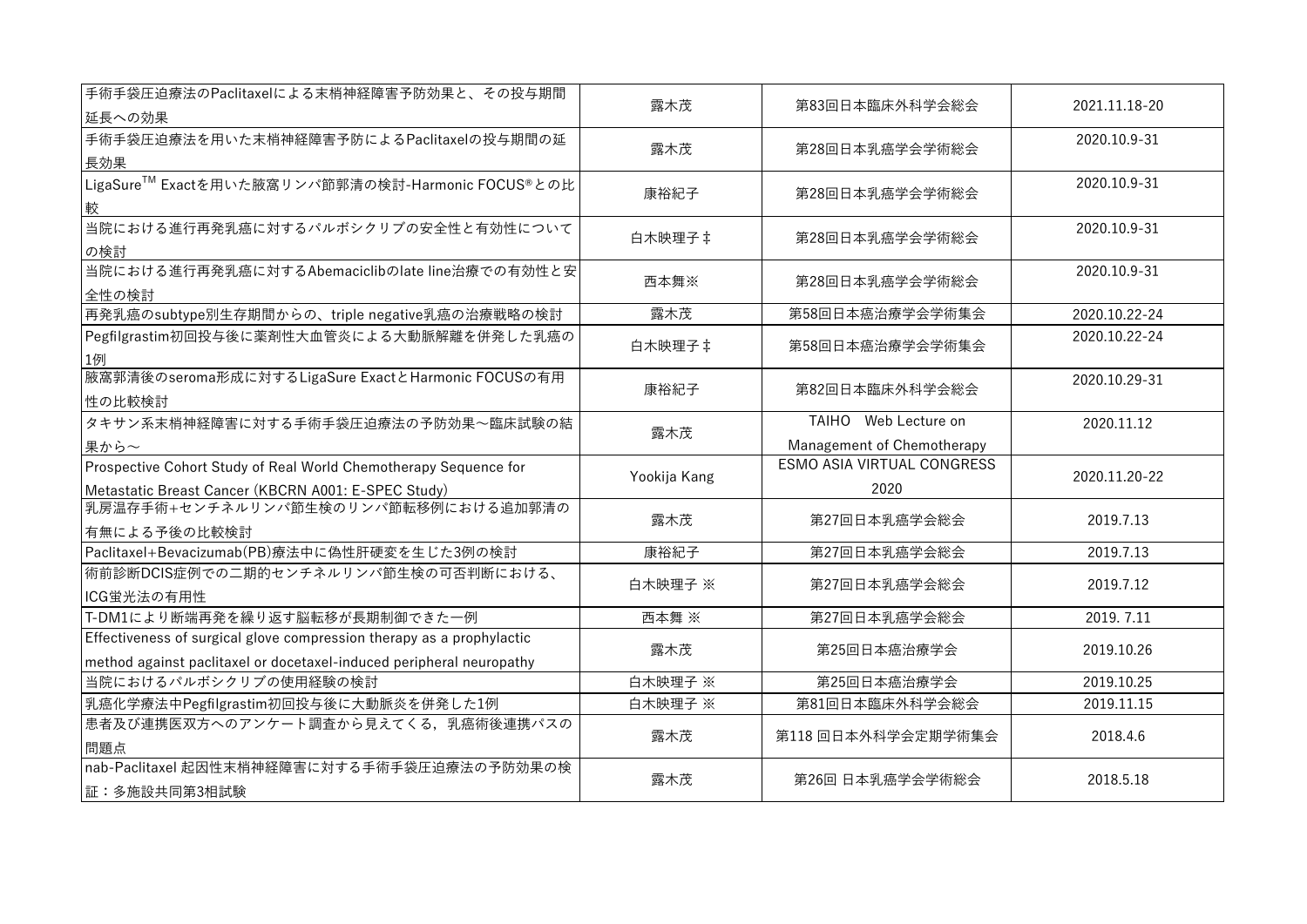| | | | |
|---|---|---|---|
| 手術手袋圧迫療法のPaclitaxelによる末梢神経障害予防効果と、その投与期間延長への効果 | 露木茂 | 第83回日本臨床外科学会総会 | 2021.11.18-20 |
| 手術手袋圧迫療法を用いた末梢神経障害予防によるPaclitaxelの投与期間の延長効果 | 露木茂 | 第28回日本乳癌学会学術総会 | 2020.10.9-31 |
| LigaSure™ Exactを用いた腋窩リンパ節郭清の検討-Harmonic FOCUS®との比較 | 康裕紀子 | 第28回日本乳癌学会学術総会 | 2020.10.9-31 |
| 当院における進行再発乳癌に対するパルボシクリブの安全性と有効性についての検討 | 白木映理子‡ | 第28回日本乳癌学会学術総会 | 2020.10.9-31 |
| 当院における進行再発乳癌に対するAbemaciclibのlate line治療での有効性と安全性の検討 | 西本舞※ | 第28回日本乳癌学会学術総会 | 2020.10.9-31 |
| 再発乳癌のsubtype別生存期間からの、triple negative乳癌の治療戦略の検討 | 露木茂 | 第58回日本癌治療学会学術集会 | 2020.10.22-24 |
| Pegfilgrastim初回投与後に薬剤性大血管炎による大動脈解離を併発した乳癌の1例 | 白木映理子‡ | 第58回日本癌治療学会学術集会 | 2020.10.22-24 |
| 腋窩郭清後のseroma形成に対するLigaSure ExactとHarmonic FOCUSの有用性の比較検討 | 康裕紀子 | 第82回日本臨床外科学会総会 | 2020.10.29-31 |
| タキサン系末梢神経障害に対する手術手袋圧迫療法の予防効果～臨床試験の結果から～ | 露木茂 | TAIHO　Web Lecture on Management of Chemotherapy | 2020.11.12 |
| Prospective Cohort Study of Real World Chemotherapy Sequence for Metastatic Breast Cancer (KBCRN A001: E-SPEC Study) | Yookija Kang | ESMO ASIA VIRTUAL CONGRESS 2020 | 2020.11.20-22 |
| 乳房温存手術+センチネルリンパ節生検のリンパ節転移例における追加郭清の有無による予後の比較検討 | 露木茂 | 第27回日本乳癌学会総会 | 2019.7.13 |
| Paclitaxel+Bevacizumab(PB)療法中に偽性肝硬変を生じた3例の検討 | 康裕紀子 | 第27回日本乳癌学会総会 | 2019.7.13 |
| 術前診断DCIS症例での二期的センチネルリンパ節生検の可否判断における、ICG蛍光法の有用性 | 白木映理子 ※ | 第27回日本乳癌学会総会 | 2019.7.12 |
| T-DM1により断端再発を繰り返す脳転移が長期制御できた一例 | 西本舞 ※ | 第27回日本乳癌学会総会 | 2019. 7.11 |
| Effectiveness of surgical glove compression therapy as a prophylactic method against paclitaxel or docetaxel-induced peripheral neuropathy | 露木茂 | 第25回日本癌治療学会 | 2019.10.26 |
| 当院におけるパルボシクリブの使用経験の検討 | 白木映理子 ※ | 第25回日本癌治療学会 | 2019.10.25 |
| 乳癌化学療法中Pegfilgrastim初回投与後に大動脈炎を併発した1例 | 白木映理子 ※ | 第81回日本臨床外科学会総会 | 2019.11.15 |
| 患者及び連携医双方へのアンケート調査から見えてくる，乳癌術後連携パスの問題点 | 露木茂 | 第118 回日本外科学会定期学術集会 | 2018.4.6 |
| nab-Paclitaxel 起因性末梢神経障害に対する手術手袋圧迫療法の予防効果の検証：多施設共同第3相試験 | 露木茂 | 第26回 日本乳癌学会学術総会 | 2018.5.18 |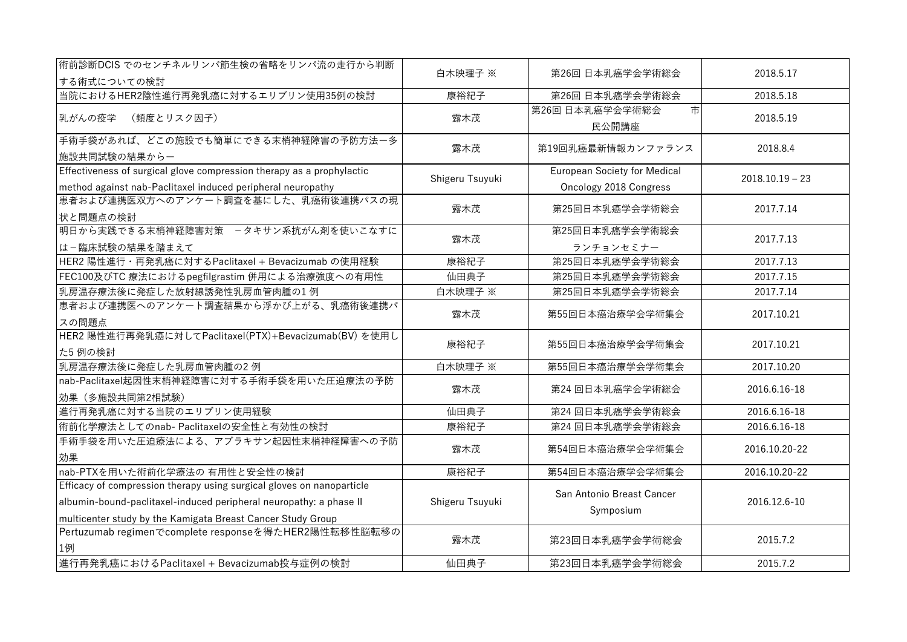| | | | |
|---|---|---|---|
| 術前診断DCIS でのセンチネルリンパ節生検の省略をリンパ流の走行から判断する術式についての検討 | 白木映理子 ※ | 第26回 日本乳癌学会学術総会 | 2018.5.17 |
| 当院におけるHER2陰性進行再発乳癌に対するエリブリン使用35例の検討 | 康裕紀子 | 第26回 日本乳癌学会学術総会 | 2018.5.18 |
| 乳がんの疫学　（頻度とリスク因子） | 露木茂 | 第26回 日本乳癌学会学術総会　市民公開講座 | 2018.5.19 |
| 手術手袋があれば、どこの施設でも簡単にできる末梢神経障害の予防方法ー多施設共同試験の結果からー | 露木茂 | 第19回乳癌最新情報カンファランス | 2018.8.4 |
| Effectiveness of surgical glove compression therapy as a prophylactic method against nab-Paclitaxel induced peripheral neuropathy | Shigeru Tsuyuki | European Society for Medical Oncology 2018 Congress | 2018.10.19 – 23 |
| 患者および連携医双方へのアンケート調査を基にした、乳癌術後連携パスの現状と問題点の検討 | 露木茂 | 第25回日本乳癌学会学術総会 | 2017.7.14 |
| 明日から実践できる末梢神経障害対策　－タキサン系抗がん剤を使いこなすには－臨床試験の結果を踏まえて | 露木茂 | 第25回日本乳癌学会学術総会 ランチョンセミナー | 2017.7.13 |
| HER2 陽性進行・再発乳癌に対するPaclitaxel + Bevacizumab の使用経験 | 康裕紀子 | 第25回日本乳癌学会学術総会 | 2017.7.13 |
| FEC100及びTC 療法におけるpegfilgrastim 併用による治療強度への有用性 | 仙田典子 | 第25回日本乳癌学会学術総会 | 2017.7.15 |
| 乳房温存療法後に発症した放射線誘発性乳房血管肉腫の1 例 | 白木映理子 ※ | 第25回日本乳癌学会学術総会 | 2017.7.14 |
| 患者および連携医へのアンケート調査結果から浮かび上がる、乳癌術後連携パスの問題点 | 露木茂 | 第55回日本癌治療学会学術集会 | 2017.10.21 |
| HER2 陽性進行再発乳癌に対してPaclitaxel(PTX)+Bevacizumab(BV) を使用した5 例の検討 | 康裕紀子 | 第55回日本癌治療学会学術集会 | 2017.10.21 |
| 乳房温存療法後に発症した乳房血管肉腫の2 例 | 白木映理子 ※ | 第55回日本癌治療学会学術集会 | 2017.10.20 |
| nab-Paclitaxel起因性末梢神経障害に対する手術手袋を用いた圧迫療法の予防効果（多施設共同第2相試験） | 露木茂 | 第24 回日本乳癌学会学術総会 | 2016.6.16-18 |
| 進行再発乳癌に対する当院のエリブリン使用経験 | 仙田典子 | 第24 回日本乳癌学会学術総会 | 2016.6.16-18 |
| 術前化学療法としてのnab- Paclitaxelの安全性と有効性の検討 | 康裕紀子 | 第24 回日本乳癌学会学術総会 | 2016.6.16-18 |
| 手術手袋を用いた圧迫療法による、アブラキサン起因性末梢神経障害への予防効果 | 露木茂 | 第54回日本癌治療学会学術集会 | 2016.10.20-22 |
| nab-PTXを用いた術前化学療法の 有用性と安全性の検討 | 康裕紀子 | 第54回日本癌治療学会学術集会 | 2016.10.20-22 |
| Efficacy of compression therapy using surgical gloves on nanoparticle albumin-bound-paclitaxel-induced peripheral neuropathy: a phase II multicenter study by the Kamigata Breast Cancer Study Group | Shigeru Tsuyuki | San Antonio Breast Cancer Symposium | 2016.12.6-10 |
| Pertuzumab regimenでcomplete responseを得たHER2陽性転移性脳転移の1例 | 露木茂 | 第23回日本乳癌学会学術総会 | 2015.7.2 |
| 進行再発乳癌におけるPaclitaxel + Bevacizumab投与症例の検討 | 仙田典子 | 第23回日本乳癌学会学術総会 | 2015.7.2 |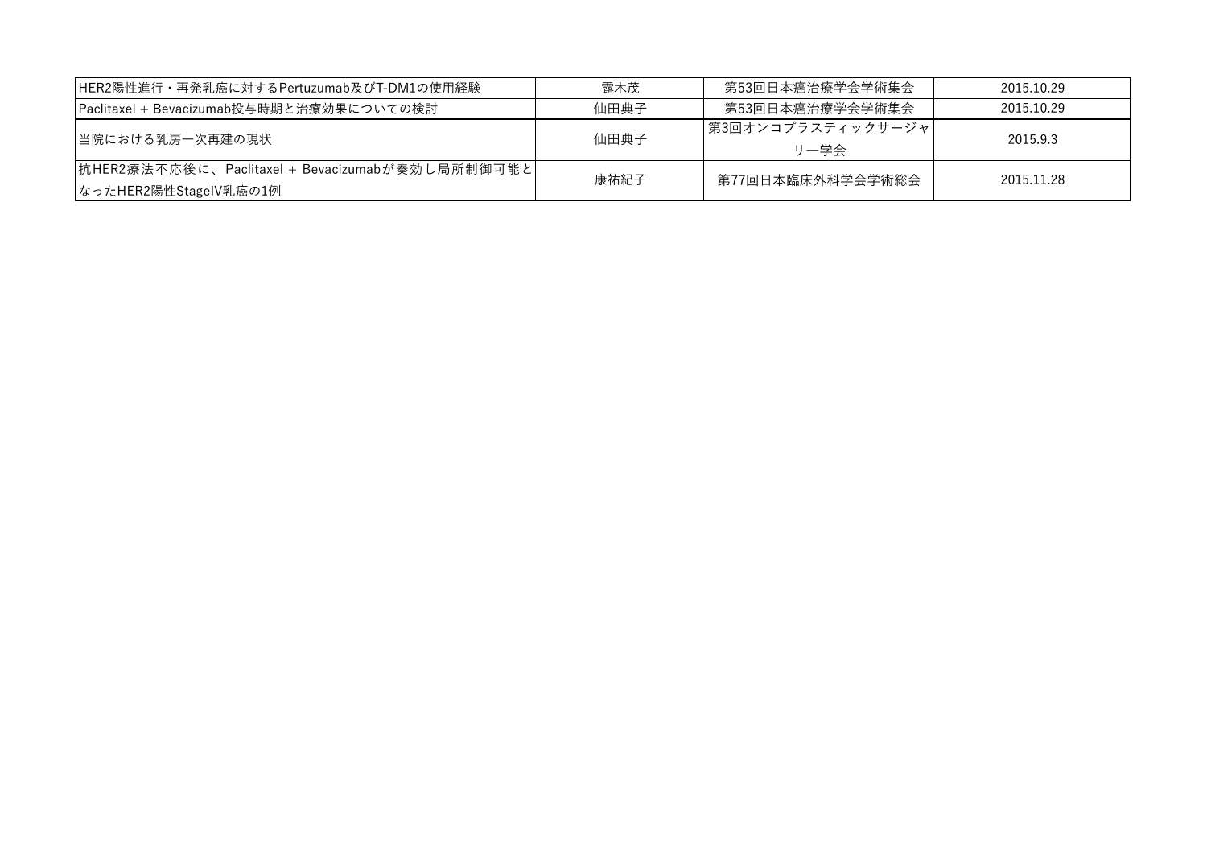| | | | |
|---|---|---|---|
| HER2陽性進行・再発乳癌に対するPertuzumab及びT-DM1の使用経験 | 露木茂 | 第53回日本癌治療学会学術集会 | 2015.10.29 |
| Paclitaxel + Bevacizumab投与時期と治療効果についての検討 | 仙田典子 | 第53回日本癌治療学会学術集会 | 2015.10.29 |
| 当院における乳房一次再建の現状 | 仙田典子 | 第3回オンコプラスティックサージャリー学会 | 2015.9.3 |
| 抗HER2療法不応後に、Paclitaxel + Bevacizumabが奏効し局所制御可能となったHER2陽性StageIV乳癌の1例 | 康祐紀子 | 第77回日本臨床外科学会学術総会 | 2015.11.28 |